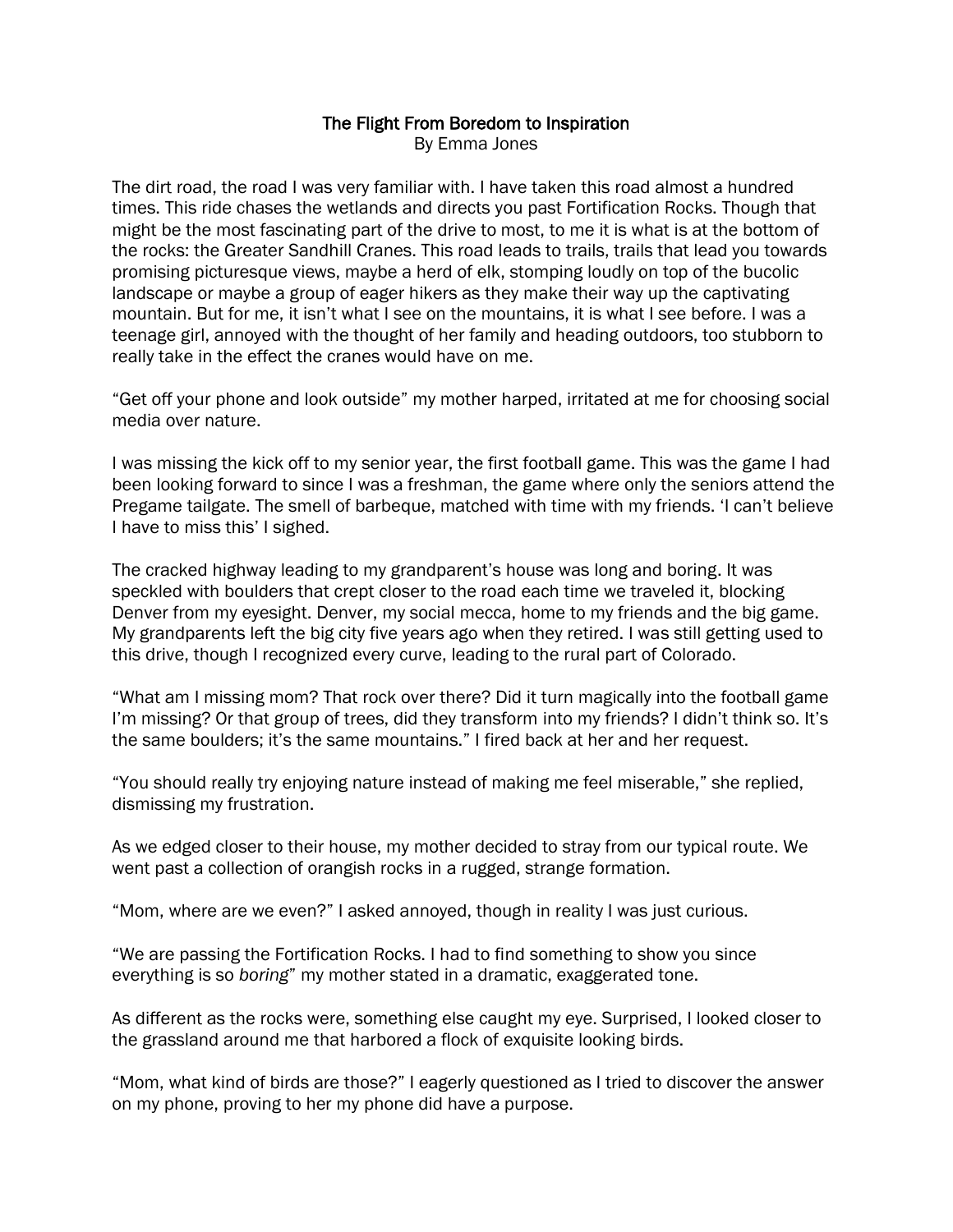# The Flight From Boredom to Inspiration

By Emma Jones

The dirt road, the road I was very familiar with. I have taken this road almost a hundred times. This ride chases the wetlands and directs you past Fortification Rocks. Though that might be the most fascinating part of the drive to most, to me it is what is at the bottom of the rocks: the Greater Sandhill Cranes. This road leads to trails, trails that lead you towards promising picturesque views, maybe a herd of elk, stomping loudly on top of the bucolic landscape or maybe a group of eager hikers as they make their way up the captivating mountain. But for me, it isn't what I see on the mountains, it is what I see before. I was a teenage girl, annoyed with the thought of her family and heading outdoors, too stubborn to really take in the effect the cranes would have on me.

"Get off your phone and look outside" my mother harped, irritated at me for choosing social media over nature.

I was missing the kick off to my senior year, the first football game. This was the game I had been looking forward to since I was a freshman, the game where only the seniors attend the Pregame tailgate. The smell of barbeque, matched with time with my friends. 'I can't believe I have to miss this' I sighed.

The cracked highway leading to my grandparent's house was long and boring. It was speckled with boulders that crept closer to the road each time we traveled it, blocking Denver from my eyesight. Denver, my social mecca, home to my friends and the big game. My grandparents left the big city five years ago when they retired. I was still getting used to this drive, though I recognized every curve, leading to the rural part of Colorado.

"What am I missing mom? That rock over there? Did it turn magically into the football game I'm missing? Or that group of trees, did they transform into my friends? I didn't think so. It's the same boulders; it's the same mountains." I fired back at her and her request.

"You should really try enjoying nature instead of making me feel miserable," she replied, dismissing my frustration.

As we edged closer to their house, my mother decided to stray from our typical route. We went past a collection of orangish rocks in a rugged, strange formation.

"Mom, where are we even?" I asked annoyed, though in reality I was just curious.

"We are passing the Fortification Rocks. I had to find something to show you since everything is so *boring*" my mother stated in a dramatic, exaggerated tone.

As different as the rocks were, something else caught my eye. Surprised, I looked closer to the grassland around me that harbored a flock of exquisite looking birds.

"Mom, what kind of birds are those?" I eagerly questioned as I tried to discover the answer on my phone, proving to her my phone did have a purpose.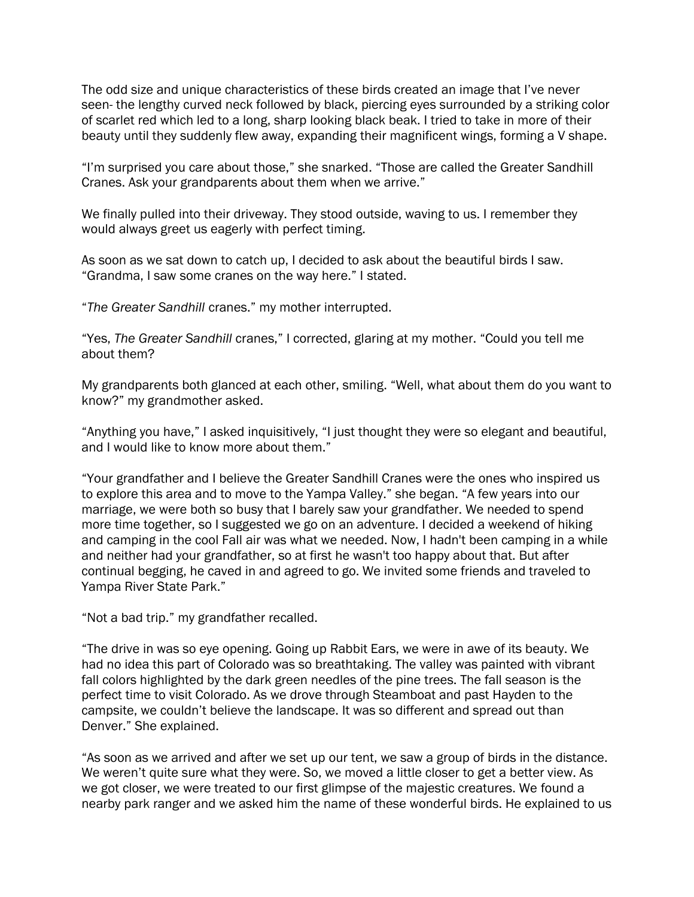The odd size and unique characteristics of these birds created an image that I've never seen- the lengthy curved neck followed by black, piercing eyes surrounded by a striking color of scarlet red which led to a long, sharp looking black beak. I tried to take in more of their beauty until they suddenly flew away, expanding their magnificent wings, forming a V shape.

"I'm surprised you care about those," she snarked. "Those are called the Greater Sandhill Cranes. Ask your grandparents about them when we arrive."

We finally pulled into their driveway. They stood outside, waving to us. I remember they would always greet us eagerly with perfect timing.

As soon as we sat down to catch up, I decided to ask about the beautiful birds I saw. "Grandma, I saw some cranes on the way here." I stated.

"*The Greater Sandhill* cranes." my mother interrupted.

"Yes, *The Greater Sandhill* cranes," I corrected, glaring at my mother. "Could you tell me about them?

My grandparents both glanced at each other, smiling. "Well, what about them do you want to know?" my grandmother asked.

"Anything you have," I asked inquisitively, "I just thought they were so elegant and beautiful, and I would like to know more about them."

"Your grandfather and I believe the Greater Sandhill Cranes were the ones who inspired us to explore this area and to move to the Yampa Valley." she began. "A few years into our marriage, we were both so busy that I barely saw your grandfather. We needed to spend more time together, so I suggested we go on an adventure. I decided a weekend of hiking and camping in the cool Fall air was what we needed. Now, I hadn't been camping in a while and neither had your grandfather, so at first he wasn't too happy about that. But after continual begging, he caved in and agreed to go. We invited some friends and traveled to Yampa River State Park."

"Not a bad trip." my grandfather recalled.

"The drive in was so eye opening. Going up Rabbit Ears, we were in awe of its beauty. We had no idea this part of Colorado was so breathtaking. The valley was painted with vibrant fall colors highlighted by the dark green needles of the pine trees. The fall season is the perfect time to visit Colorado. As we drove through Steamboat and past Hayden to the campsite, we couldn't believe the landscape. It was so different and spread out than Denver." She explained.

"As soon as we arrived and after we set up our tent, we saw a group of birds in the distance. We weren't quite sure what they were. So, we moved a little closer to get a better view. As we got closer, we were treated to our first glimpse of the majestic creatures. We found a nearby park ranger and we asked him the name of these wonderful birds. He explained to us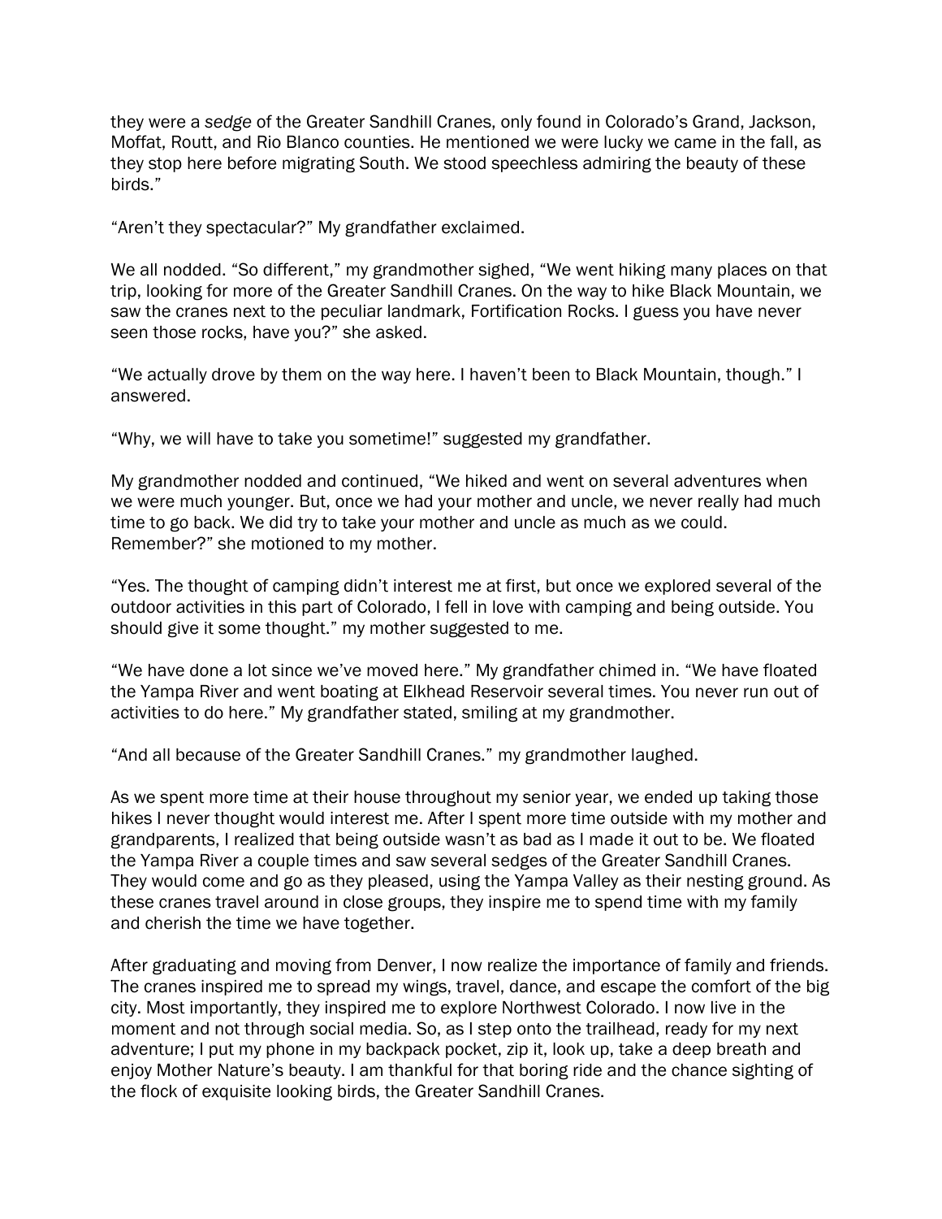they were a *sedge* of the Greater Sandhill Cranes, only found in Colorado's Grand, Jackson, Moffat, Routt, and Rio Blanco counties. He mentioned we were lucky we came in the fall, as they stop here before migrating South. We stood speechless admiring the beauty of these birds."

"Aren't they spectacular?" My grandfather exclaimed.

We all nodded. "So different," my grandmother sighed, "We went hiking many places on that trip, looking for more of the Greater Sandhill Cranes. On the way to hike Black Mountain, we saw the cranes next to the peculiar landmark, Fortification Rocks. I guess you have never seen those rocks, have you?" she asked.

"We actually drove by them on the way here. I haven't been to Black Mountain, though." I answered.

"Why, we will have to take you sometime!" suggested my grandfather.

My grandmother nodded and continued, "We hiked and went on several adventures when we were much younger. But, once we had your mother and uncle, we never really had much time to go back. We did try to take your mother and uncle as much as we could. Remember?" she motioned to my mother.

"Yes. The thought of camping didn't interest me at first, but once we explored several of the outdoor activities in this part of Colorado, I fell in love with camping and being outside. You should give it some thought." my mother suggested to me.

"We have done a lot since we've moved here." My grandfather chimed in. "We have floated the Yampa River and went boating at Elkhead Reservoir several times. You never run out of activities to do here." My grandfather stated, smiling at my grandmother.

"And all because of the Greater Sandhill Cranes." my grandmother laughed.

As we spent more time at their house throughout my senior year, we ended up taking those hikes I never thought would interest me. After I spent more time outside with my mother and grandparents, I realized that being outside wasn't as bad as I made it out to be. We floated the Yampa River a couple times and saw several sedges of the Greater Sandhill Cranes. They would come and go as they pleased, using the Yampa Valley as their nesting ground. As these cranes travel around in close groups, they inspire me to spend time with my family and cherish the time we have together.

After graduating and moving from Denver, I now realize the importance of family and friends. The cranes inspired me to spread my wings, travel, dance, and escape the comfort of the big city. Most importantly, they inspired me to explore Northwest Colorado. I now live in the moment and not through social media. So, as I step onto the trailhead, ready for my next adventure; I put my phone in my backpack pocket, zip it, look up, take a deep breath and enjoy Mother Nature's beauty. I am thankful for that boring ride and the chance sighting of the flock of exquisite looking birds, the Greater Sandhill Cranes.